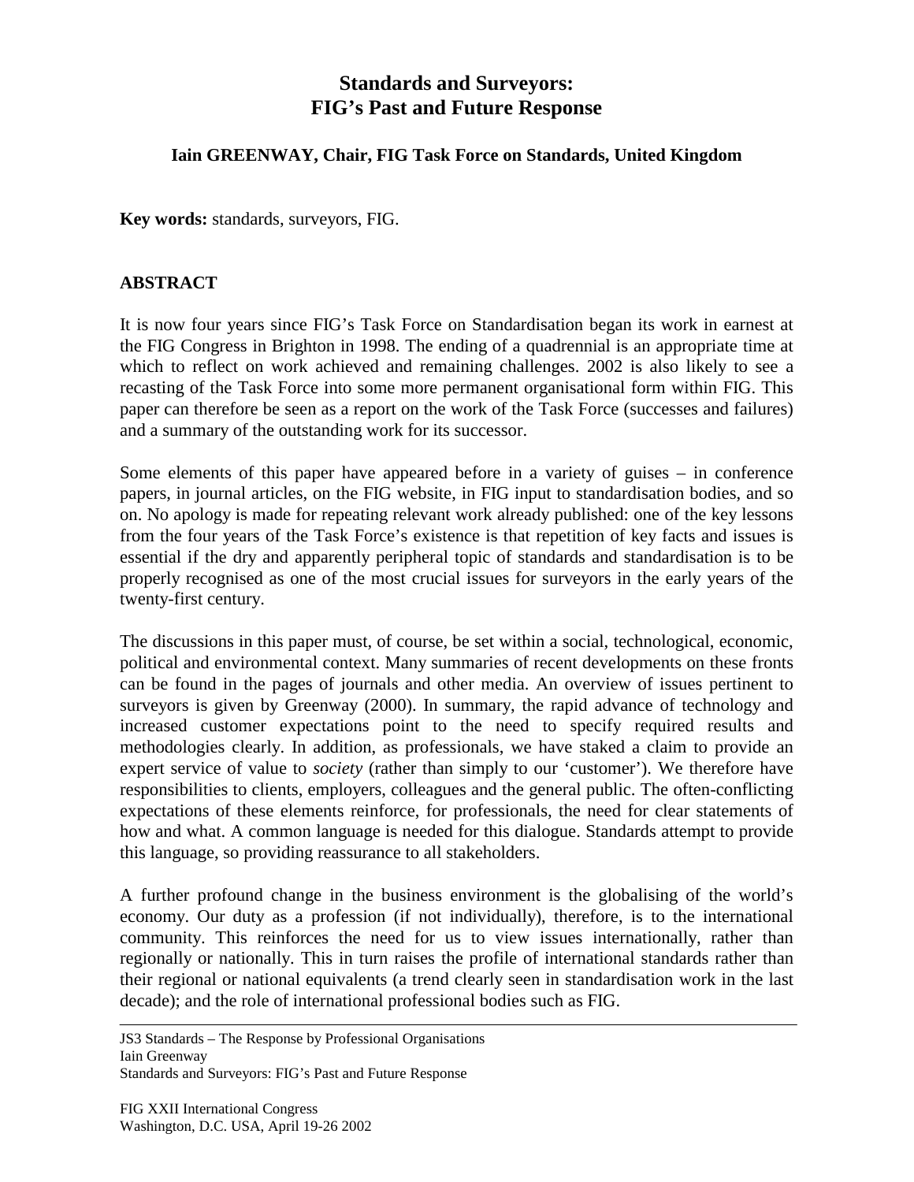# Standards and Surveyors: FIG's Past and Future Response

**Iain GREENWAY, Chair, FIG Task Force on Standards, United Kingdom**

**Key words:** standards, surveyors, FIG.

## ABSTRACT

It is now four years since FIG's Task Force on Standardisation began its work in earnest at the FIG Congress in Brighton in 1998. The ending of a quadrennial is an appropriate time at which to reflect on work achieved and remaining challenges. 2002 is also likely to see a recasting of the Task Force into some more permanent organisational form within FIG. This paper can therefore be seen as a report on the work of the Task Force (successes and failures) and a summary of the outstanding work for its successor.

Some elements of this paper have appeared before in a variety of guises – in conference papers, in journal articles, on the FIG website, in FIG input to standardisation bodies, and so on. No apology is made for repeating relevant work already published: one of the key lessons from the four years of the Task Force's existence is that repetition of key facts and issues is essential if the dry and apparently peripheral topic of standards and standardisation is to be properly recognised as one of the most crucial issues for surveyors in the early years of the twenty-first century.

The discussions in this paper must, of course, be set within a social, technological, economic, political and environmental context. Many summaries of recent developments on these fronts can be found in the pages of journals and other media. An overview of issues pertinent to surveyors is given by Greenway (2000). In summary, the rapid advance of technology and increased customer expectations point to the need to specify required results and methodologies clearly. In addition, as professionals, we have staked a claim to provide an expert service of value to *society* (rather than simply to our 'customer'). We therefore have responsibilities to clients, employers, colleagues and the general public. The often-conflicting expectations of these elements reinforce, for professionals, the need for clear statements of how and what. A common language is needed for this dialogue. Standards attempt to provide this language, so providing reassurance to all stakeholders.

A further profound change in the business environment is the globalising of the world's economy. Our duty as a profession (if not individually), therefore, is to the international community. This reinforces the need for us to view issues internationally, rather than regionally or nationally. This in turn raises the profile of international standards rather than their regional or national equivalents (a trend clearly seen in standardisation work in the last decade); and the role of international professional bodies such as FIG.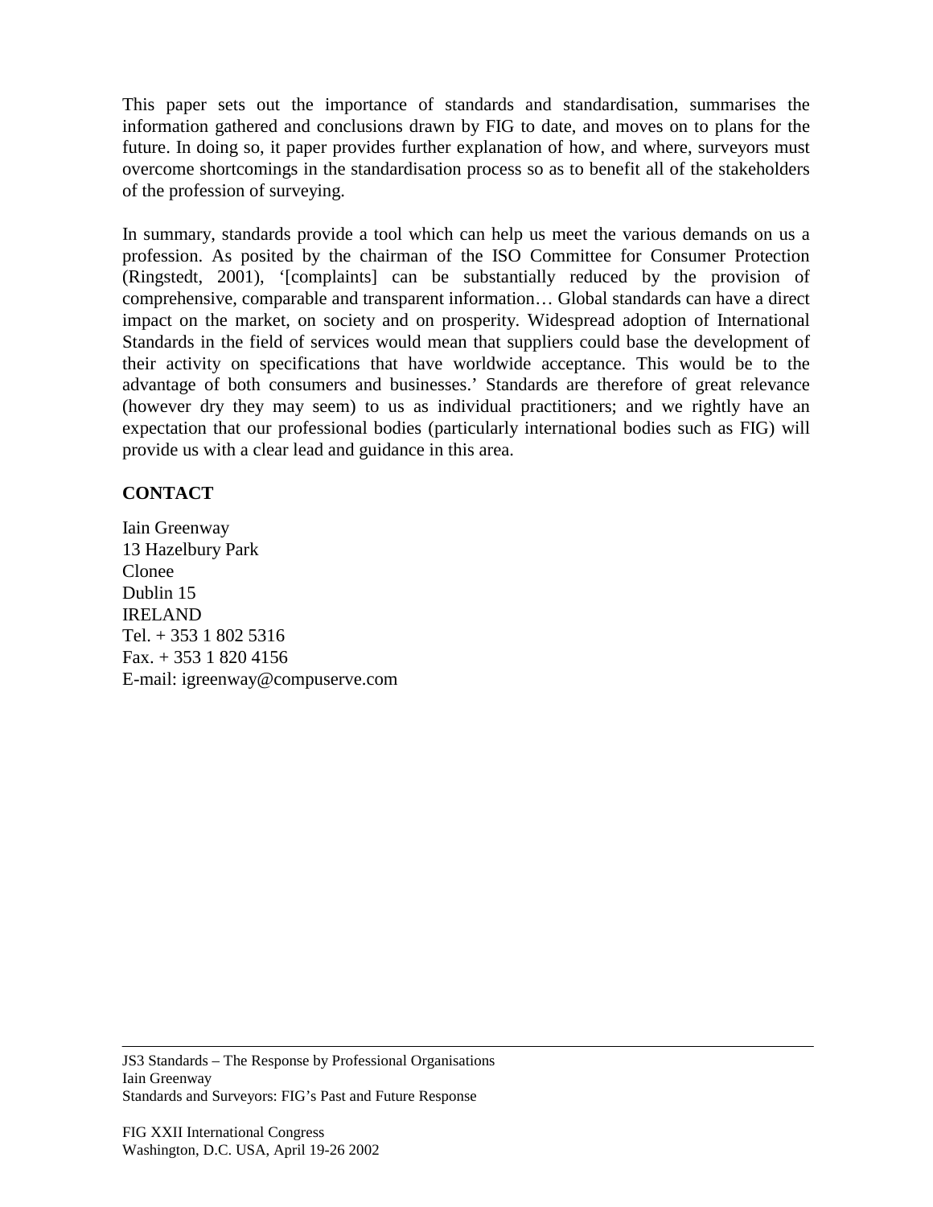This paper sets out the importance of standards and standardisation, summarises the information gathered and conclusions drawn by FIG to date, and moves on to plans for the future. In doing so, it paper provides further explanation of how, and where, surveyors must overcome shortcomings in the standardisation process so as to benefit all of the stakeholders of the profession of surveying.

In summary, standards provide a tool which can help us meet the various demands on us a profession. As posited by the chairman of the ISO Committee for Consumer Protection (Ringstedt, 2001), '[complaints] can be substantially reduced by the provision of comprehensive, comparable and transparent information… Global standards can have a direct impact on the market, on society and on prosperity. Widespread adoption of International Standards in the field of services would mean that suppliers could base the development of their activity on specifications that have worldwide acceptance. This would be to the advantage of both consumers and businesses.' Standards are therefore of great relevance (however dry they may seem) to us as individual practitioners; and we rightly have an expectation that our professional bodies (particularly international bodies such as FIG) will provide us with a clear lead and guidance in this area.

## CONTACT

Iain Greenway
13 Hazelbury Park
Clonee
Dublin 15
IRELAND
Tel. + 353 1 802 5316
Fax. + 353 1 820 4156
E-mail: igreenway@compuserve.com